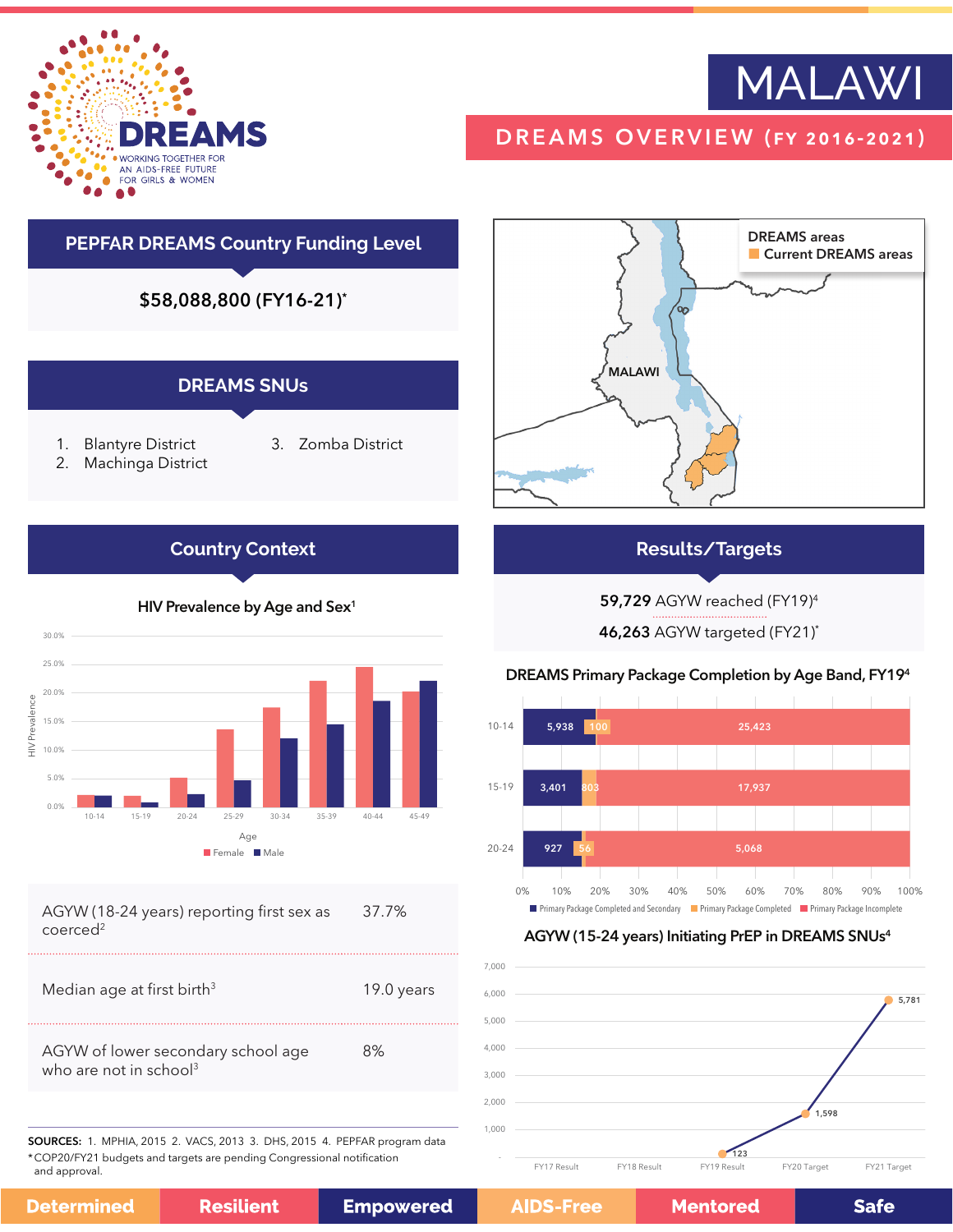# MALAWI

## DREAMS OVERVIEW (FY 2016-2021)

DREAMS — WORKING TOGETHER FOR AN AIDS-FREE FUTURE FOR GIRLS & WOMEN

## PEPFAR DREAMS Country Funding Level

**$58,088,800 (FY16-21)***

## DREAMS SNUs

1. Blantyre District
2. Machinga District
3. Zomba District

DREAMS areas
- Current DREAMS areas

MALAWI

## Country Context

### HIV Prevalence by Age and Sex[1]

| Age | Female | Male |
|---|---|---|
| 10-14 | ~2.0% | ~2.0% |
| 15-19 | ~2.0% | ~0.8% |
| 20-24 | ~5.2% | ~2.2% |
| 25-29 | ~13.6% | ~4.7% |
| 30-34 | ~17.4% | ~12.0% |
| 35-39 | ~22.1% | ~14.5% |
| 40-44 | ~24.5% | ~18.6% |
| 45-49 | ~20.2% | ~22.1% |

| | |
|---|---|
| AGYW (18-24 years) reporting first sex as coerced[2] | 37.7% |
| Median age at first birth[3] | 19.0 years |
| AGYW of lower secondary school age who are not in school[3] | 8% |

## Results/Targets

**59,729** AGYW reached (FY19)[4]

**46,263** AGYW targeted (FY21)*

### DREAMS Primary Package Completion by Age Band, FY19[4]

| Age Band | Primary Package Completed and Secondary | Primary Package Completed | Primary Package Incomplete |
|---|---|---|---|
| 10-14 | 5,938 | 100 | 25,423 |
| 15-19 | 3,401 | 803 | 17,937 |
| 20-24 | 927 | 56 | 5,068 |

### AGYW (15-24 years) Initiating PrEP in DREAMS SNUs[4]

| | FY17 Result | FY18 Result | FY19 Result | FY20 Target | FY21 Target |
|---|---|---|---|---|---|
| AGYW initiating PrEP | | | 123 | 1,598 | 5,781 |

SOURCES: 1. MPHIA, 2015 2. VACS, 2013 3. DHS, 2015 4. PEPFAR program data

*COP20/FY21 budgets and targets are pending Congressional notification and approval.

Determined | Resilient | Empowered | AIDS-Free | Mentored | Safe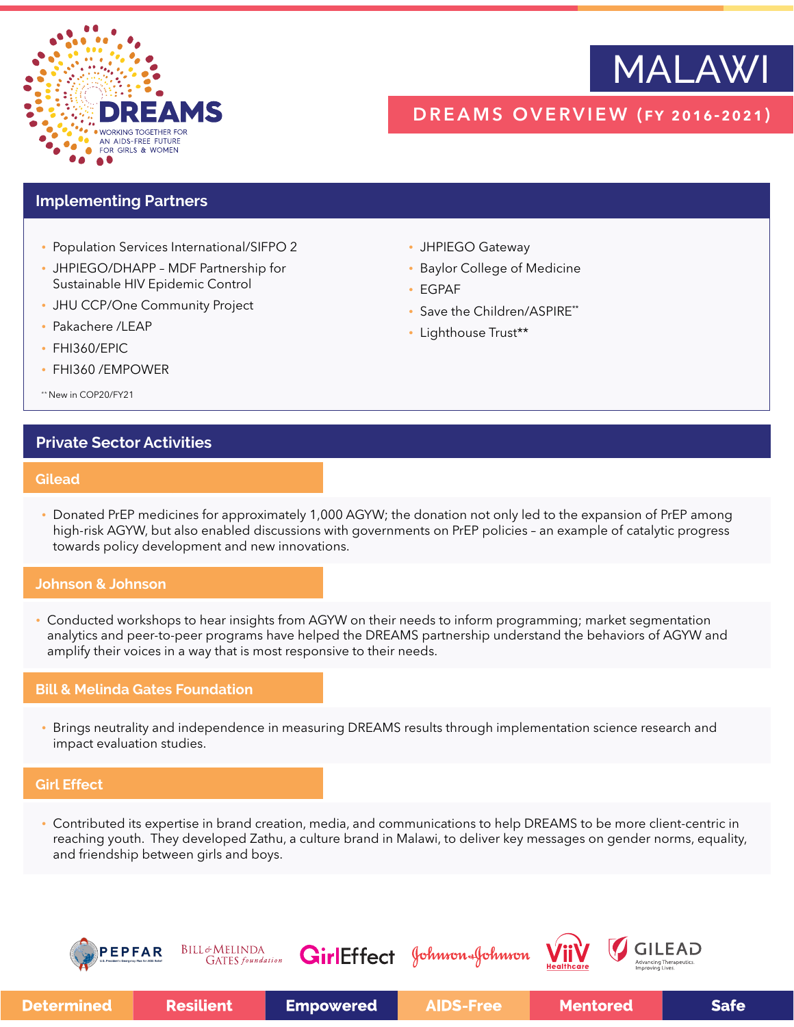# MALAWI

## DREAMS OVERVIEW (FY 2016-2021)

DREAMS
WORKING TOGETHER FOR AN AIDS-FREE FUTURE FOR GIRLS & WOMEN

## Implementing Partners

- Population Services International/SIFPO 2
- JHPIEGO/DHAPP – MDF Partnership for Sustainable HIV Epidemic Control
- JHU CCP/One Community Project
- Pakachere /LEAP
- FHI360/EPIC
- FHI360 /EMPOWER
- JHPIEGO Gateway
- Baylor College of Medicine
- EGPAF
- Save the Children/ASPIRE**
- Lighthouse Trust**

** New in COP20/FY21

## Private Sector Activities

### Gilead

- Donated PrEP medicines for approximately 1,000 AGYW; the donation not only led to the expansion of PrEP among high-risk AGYW, but also enabled discussions with governments on PrEP policies – an example of catalytic progress towards policy development and new innovations.

### Johnson & Johnson

- Conducted workshops to hear insights from AGYW on their needs to inform programming; market segmentation analytics and peer-to-peer programs have helped the DREAMS partnership understand the behaviors of AGYW and amplify their voices in a way that is most responsive to their needs.

### Bill & Melinda Gates Foundation

- Brings neutrality and independence in measuring DREAMS results through implementation science research and impact evaluation studies.

### Girl Effect

- Contributed its expertise in brand creation, media, and communications to help DREAMS to be more client-centric in reaching youth. They developed Zathu, a culture brand in Malawi, to deliver key messages on gender norms, equality, and friendship between girls and boys.

PEPFAR | Bill & Melinda Gates foundation | GirlEffect | Johnson & Johnson | ViiV Healthcare | GILEAD

Determined | Resilient | Empowered | AIDS-Free | Mentored | Safe